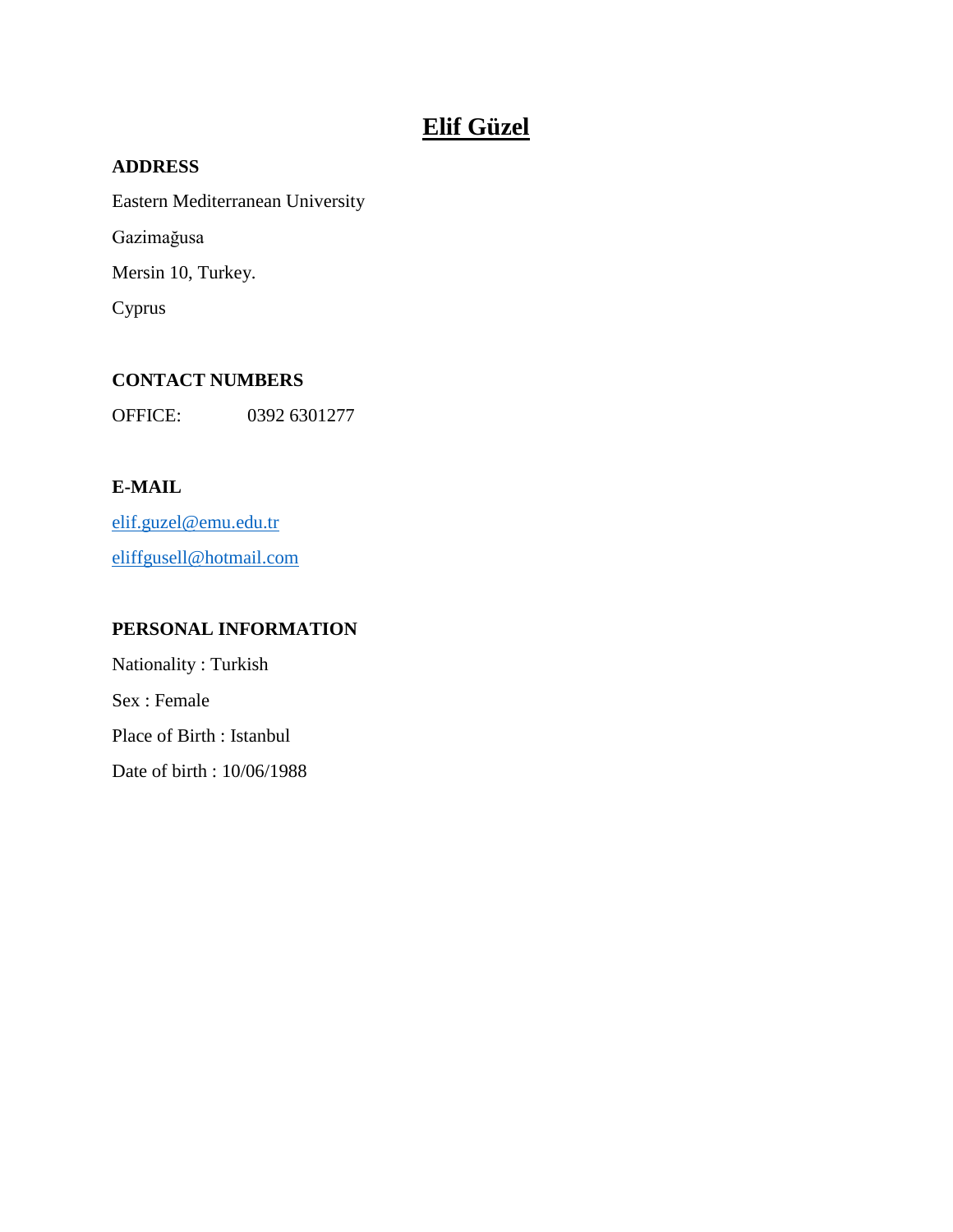# Elif Güzel

**ADDRESS**

Eastern Mediterranean University

Gazimağusa

Mersin 10, Turkey.

Cyprus

**CONTACT NUMBERS**

OFFICE: 0392 6301277

**E-MAIL**

elif.guzel@emu.edu.tr

eliffgusell@hotmail.com

**PERSONAL INFORMATION**

Nationality : Turkish

Sex : Female

Place of Birth : Istanbul

Date of birth : 10/06/1988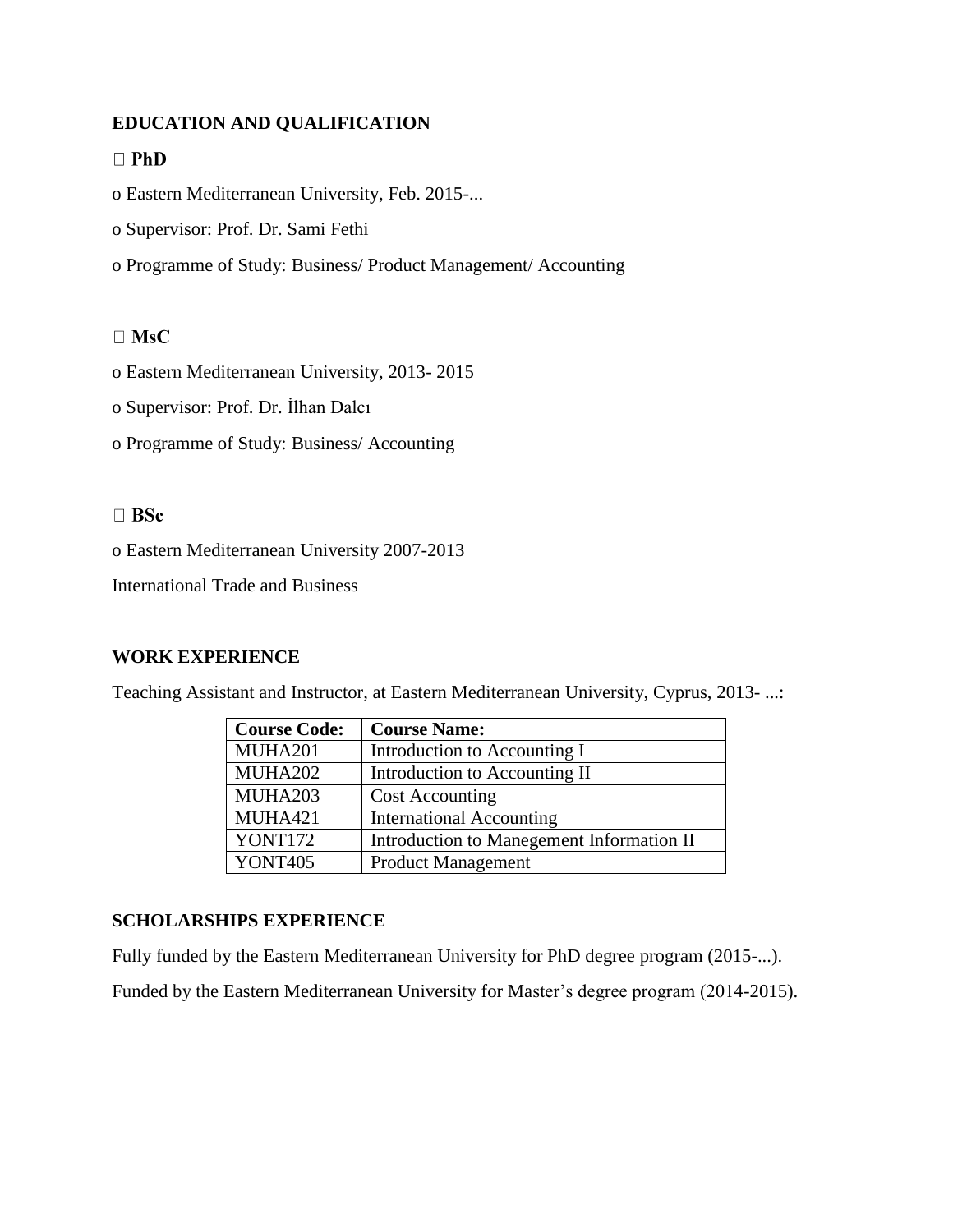## EDUCATION AND QUALIFICATION

 **PhD**

o Eastern Mediterranean University, Feb. 2015-...

o Supervisor: Prof. Dr. Sami Fethi

o Programme of Study: Business/ Product Management/ Accounting

 **MsC**

o Eastern Mediterranean University, 2013- 2015

o Supervisor: Prof. Dr. İlhan Dalcı

o Programme of Study: Business/ Accounting

 **BSc**

o Eastern Mediterranean University 2007-2013

International Trade and Business

## WORK EXPERIENCE

Teaching Assistant and Instructor, at Eastern Mediterranean University, Cyprus, 2013- ...:

| **Course Code:** | **Course Name:** |
|---|---|
| MUHA201 | Introduction to Accounting I |
| MUHA202 | Introduction to Accounting II |
| MUHA203 | Cost Accounting |
| MUHA421 | International Accounting |
| YONT172 | Introduction to Manegement Information II |
| YONT405 | Product Management |

## SCHOLARSHIPS EXPERIENCE

Fully funded by the Eastern Mediterranean University for PhD degree program (2015-...).

Funded by the Eastern Mediterranean University for Master's degree program (2014-2015).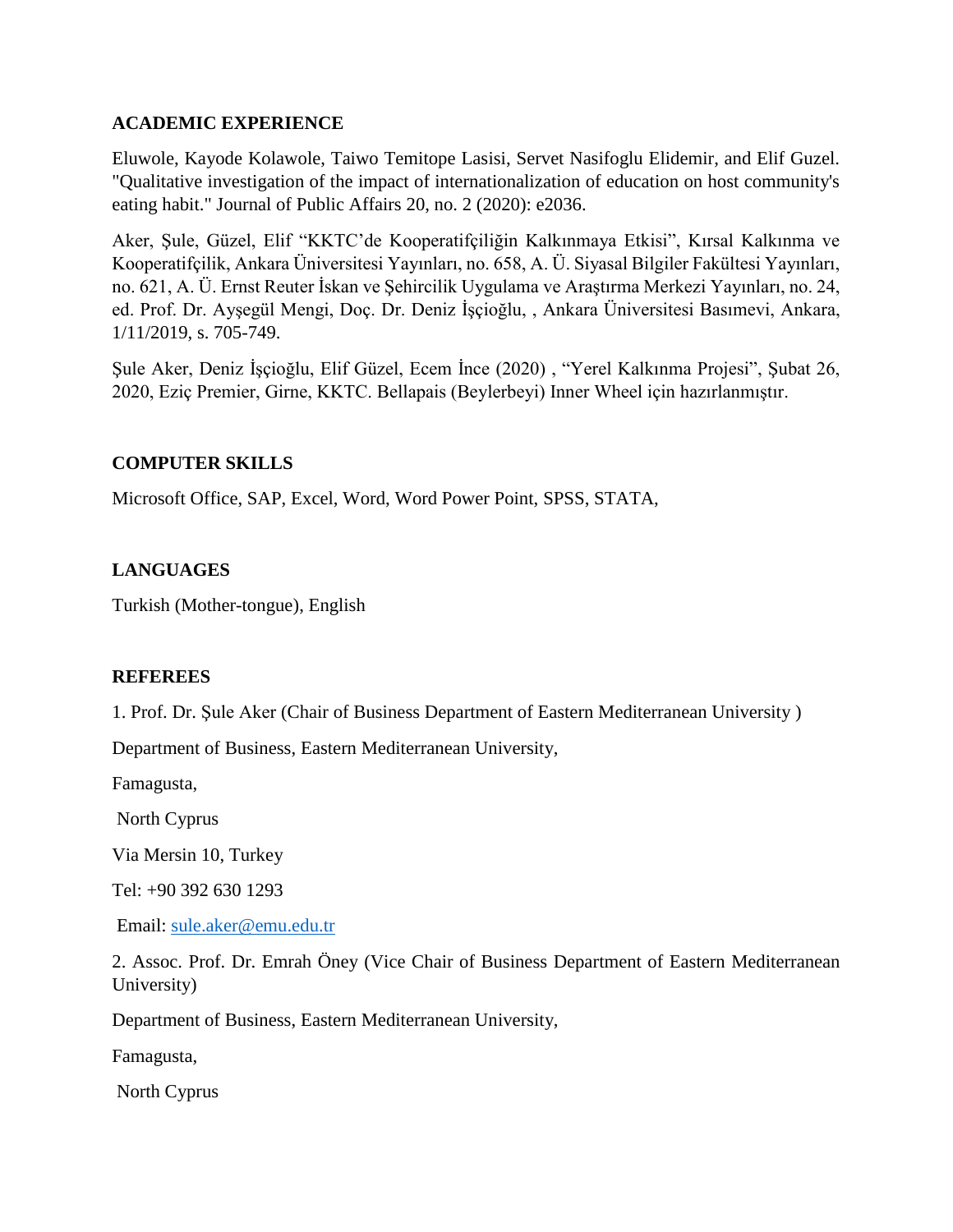## ACADEMIC EXPERIENCE

Eluwole, Kayode Kolawole, Taiwo Temitope Lasisi, Servet Nasifoglu Elidemir, and Elif Guzel. "Qualitative investigation of the impact of internationalization of education on host community's eating habit." Journal of Public Affairs 20, no. 2 (2020): e2036.

Aker, Şule, Güzel, Elif "KKTC'de Kooperatifçiliğin Kalkınmaya Etkisi", Kırsal Kalkınma ve Kooperatifçilik, Ankara Üniversitesi Yayınları, no. 658, A. Ü. Siyasal Bilgiler Fakültesi Yayınları, no. 621, A. Ü. Ernst Reuter İskan ve Şehircilik Uygulama ve Araştırma Merkezi Yayınları, no. 24, ed. Prof. Dr. Ayşegül Mengi, Doç. Dr. Deniz İşçioğlu, , Ankara Üniversitesi Basımevi, Ankara, 1/11/2019, s. 705-749.

Şule Aker, Deniz İşçioğlu, Elif Güzel, Ecem İnce (2020) , "Yerel Kalkınma Projesi", Şubat 26, 2020, Eziç Premier, Girne, KKTC. Bellapais (Beylerbeyi) Inner Wheel için hazırlanmıştır.

## COMPUTER SKILLS

Microsoft Office, SAP, Excel, Word, Word Power Point, SPSS, STATA,

## LANGUAGES

Turkish (Mother-tongue), English

## REFEREES

1. Prof. Dr. Şule Aker (Chair of Business Department of Eastern Mediterranean University )

Department of Business, Eastern Mediterranean University,

Famagusta,

North Cyprus

Via Mersin 10, Turkey

Tel: +90 392 630 1293

Email: sule.aker@emu.edu.tr

2. Assoc. Prof. Dr. Emrah Öney (Vice Chair of Business Department of Eastern Mediterranean University)

Department of Business, Eastern Mediterranean University,

Famagusta,

North Cyprus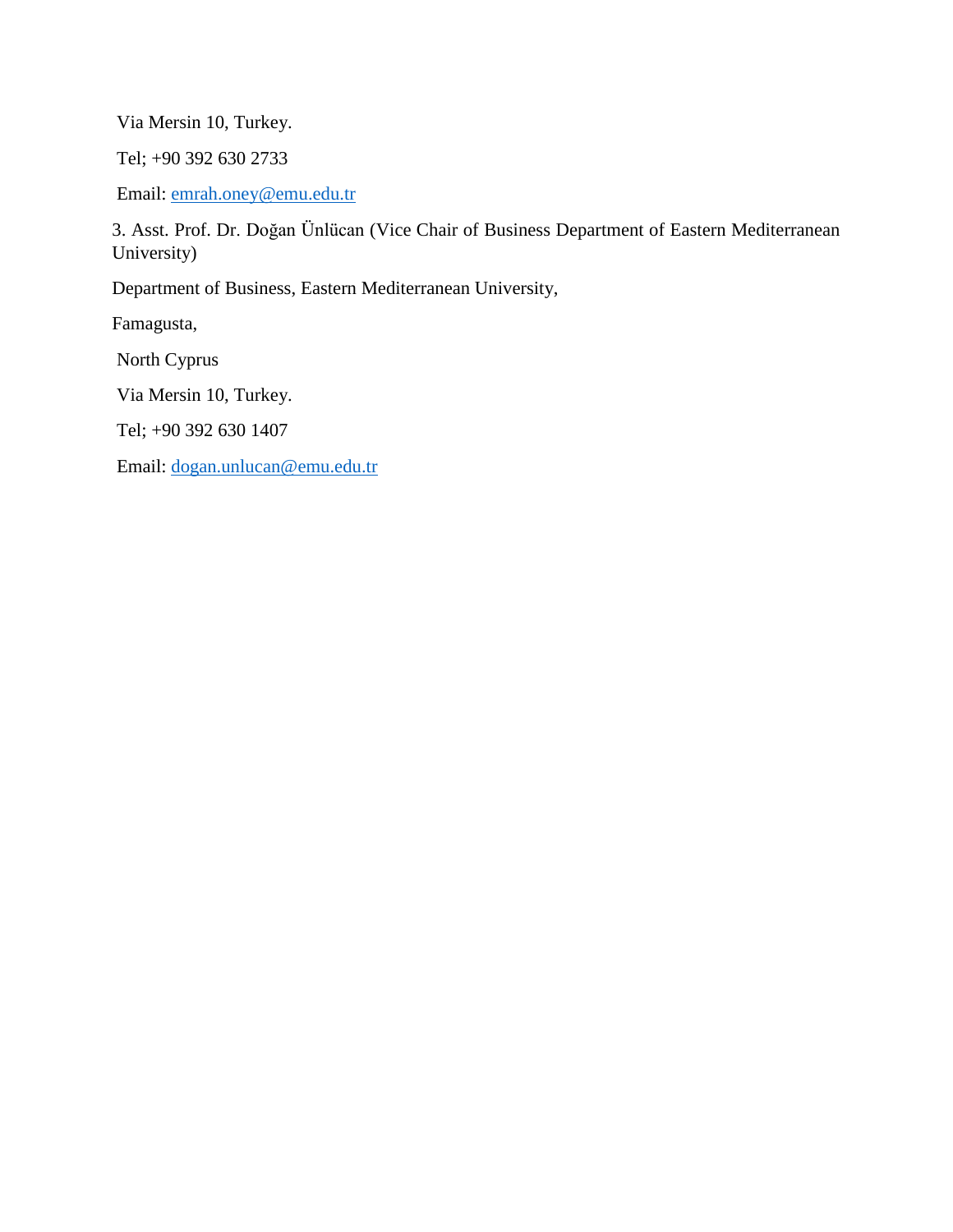Via Mersin 10, Turkey.

Tel; +90 392 630 2733

Email: emrah.oney@emu.edu.tr

3. Asst. Prof. Dr. Doğan Ünlücan (Vice Chair of Business Department of Eastern Mediterranean University)

Department of Business, Eastern Mediterranean University,

Famagusta,

North Cyprus

Via Mersin 10, Turkey.

Tel; +90 392 630 1407

Email: dogan.unlucan@emu.edu.tr